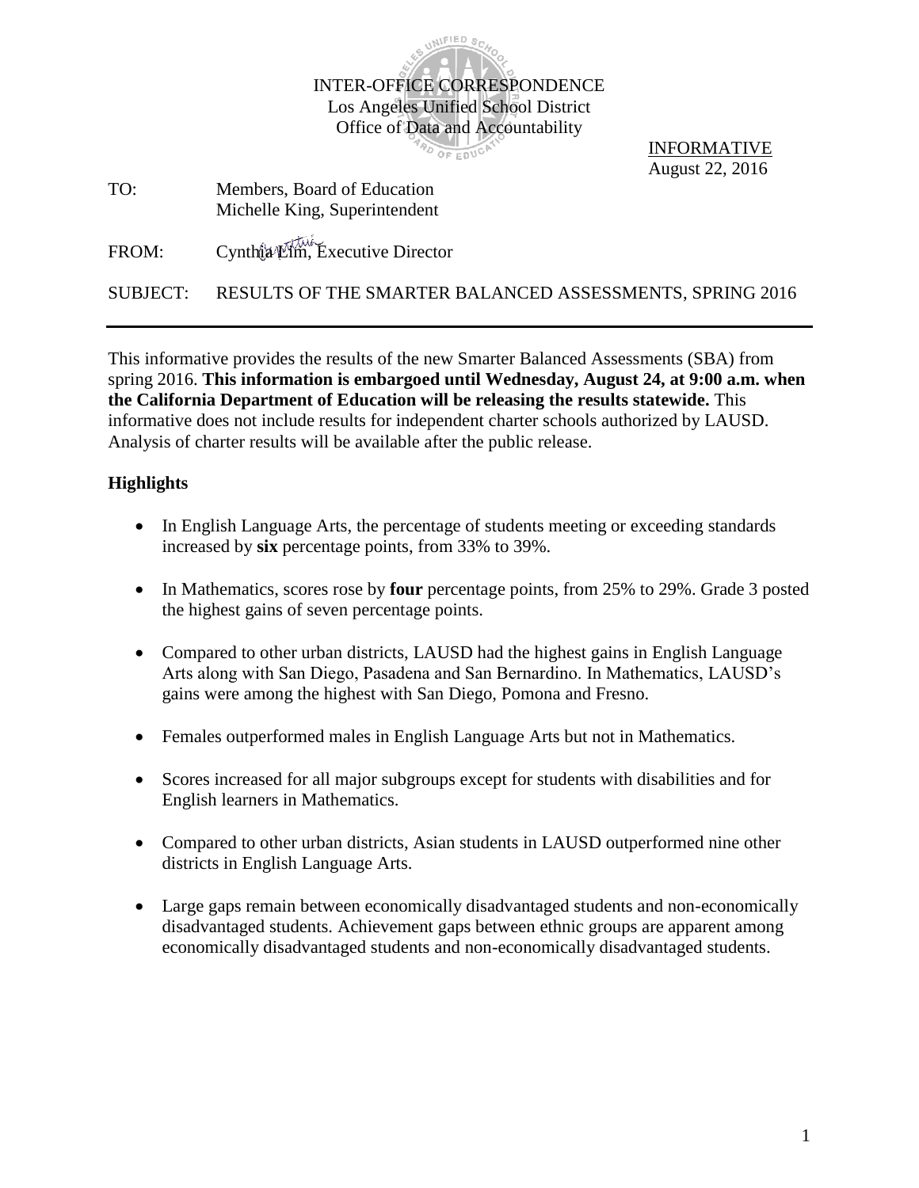INTER-OFFICE CORRESPONDENCE
Los Angeles Unified School District
Office of Data and Accountability

INFORMATIVE
August 22, 2016

TO: Members, Board of Education
Michelle King, Superintendent

FROM: Cynthia Lim, Executive Director

SUBJECT: RESULTS OF THE SMARTER BALANCED ASSESSMENTS, SPRING 2016

---

This informative provides the results of the new Smarter Balanced Assessments (SBA) from spring 2016. **This information is embargoed until Wednesday, August 24, at 9:00 a.m. when the California Department of Education will be releasing the results statewide.** This informative does not include results for independent charter schools authorized by LAUSD. Analysis of charter results will be available after the public release.

**Highlights**

- In English Language Arts, the percentage of students meeting or exceeding standards increased by **six** percentage points, from 33% to 39%.
- In Mathematics, scores rose by **four** percentage points, from 25% to 29%. Grade 3 posted the highest gains of seven percentage points.
- Compared to other urban districts, LAUSD had the highest gains in English Language Arts along with San Diego, Pasadena and San Bernardino. In Mathematics, LAUSD's gains were among the highest with San Diego, Pomona and Fresno.
- Females outperformed males in English Language Arts but not in Mathematics.
- Scores increased for all major subgroups except for students with disabilities and for English learners in Mathematics.
- Compared to other urban districts, Asian students in LAUSD outperformed nine other districts in English Language Arts.
- Large gaps remain between economically disadvantaged students and non-economically disadvantaged students. Achievement gaps between ethnic groups are apparent among economically disadvantaged students and non-economically disadvantaged students.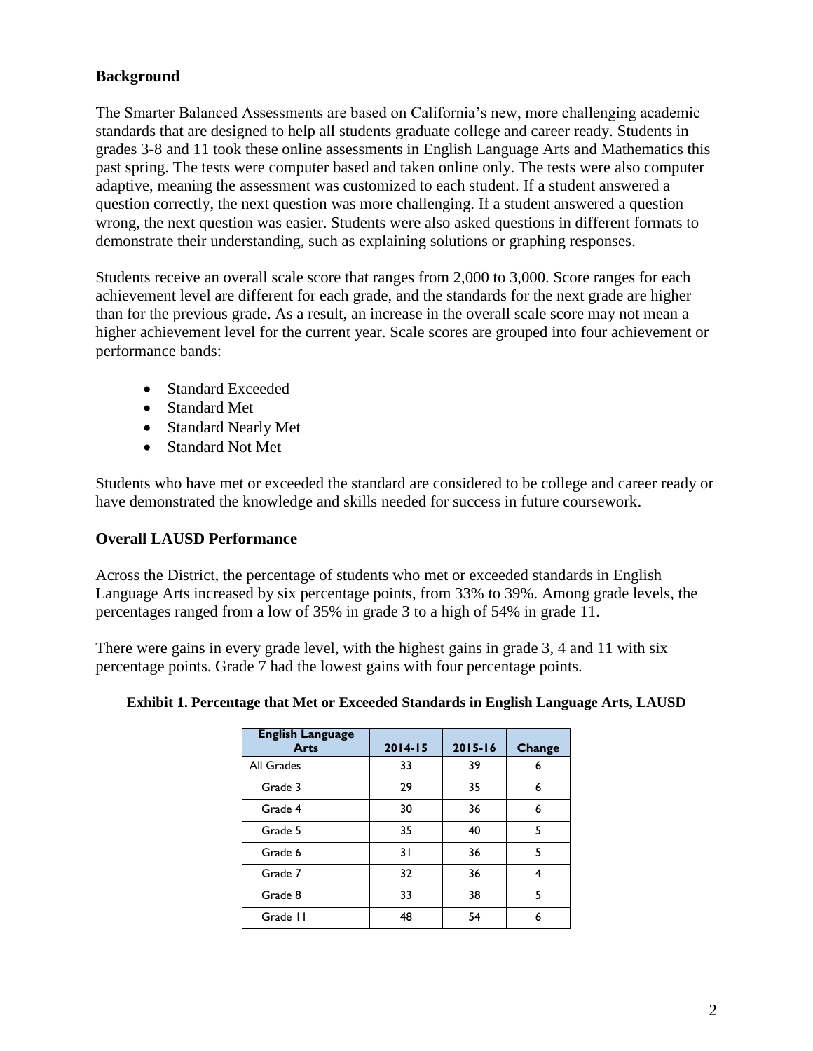## Background

The Smarter Balanced Assessments are based on California's new, more challenging academic standards that are designed to help all students graduate college and career ready. Students in grades 3-8 and 11 took these online assessments in English Language Arts and Mathematics this past spring. The tests were computer based and taken online only. The tests were also computer adaptive, meaning the assessment was customized to each student. If a student answered a question correctly, the next question was more challenging. If a student answered a question wrong, the next question was easier. Students were also asked questions in different formats to demonstrate their understanding, such as explaining solutions or graphing responses.

Students receive an overall scale score that ranges from 2,000 to 3,000. Score ranges for each achievement level are different for each grade, and the standards for the next grade are higher than for the previous grade. As a result, an increase in the overall scale score may not mean a higher achievement level for the current year. Scale scores are grouped into four achievement or performance bands:

- Standard Exceeded
- Standard Met
- Standard Nearly Met
- Standard Not Met

Students who have met or exceeded the standard are considered to be college and career ready or have demonstrated the knowledge and skills needed for success in future coursework.

## Overall LAUSD Performance

Across the District, the percentage of students who met or exceeded standards in English Language Arts increased by six percentage points, from 33% to 39%. Among grade levels, the percentages ranged from a low of 35% in grade 3 to a high of 54% in grade 11.

There were gains in every grade level, with the highest gains in grade 3, 4 and 11 with six percentage points. Grade 7 had the lowest gains with four percentage points.

**Exhibit 1. Percentage that Met or Exceeded Standards in English Language Arts, LAUSD**

| English Language Arts | 2014-15 | 2015-16 | Change |
|---|---|---|---|
| All Grades | 33 | 39 | 6 |
| Grade 3 | 29 | 35 | 6 |
| Grade 4 | 30 | 36 | 6 |
| Grade 5 | 35 | 40 | 5 |
| Grade 6 | 31 | 36 | 5 |
| Grade 7 | 32 | 36 | 4 |
| Grade 8 | 33 | 38 | 5 |
| Grade 11 | 48 | 54 | 6 |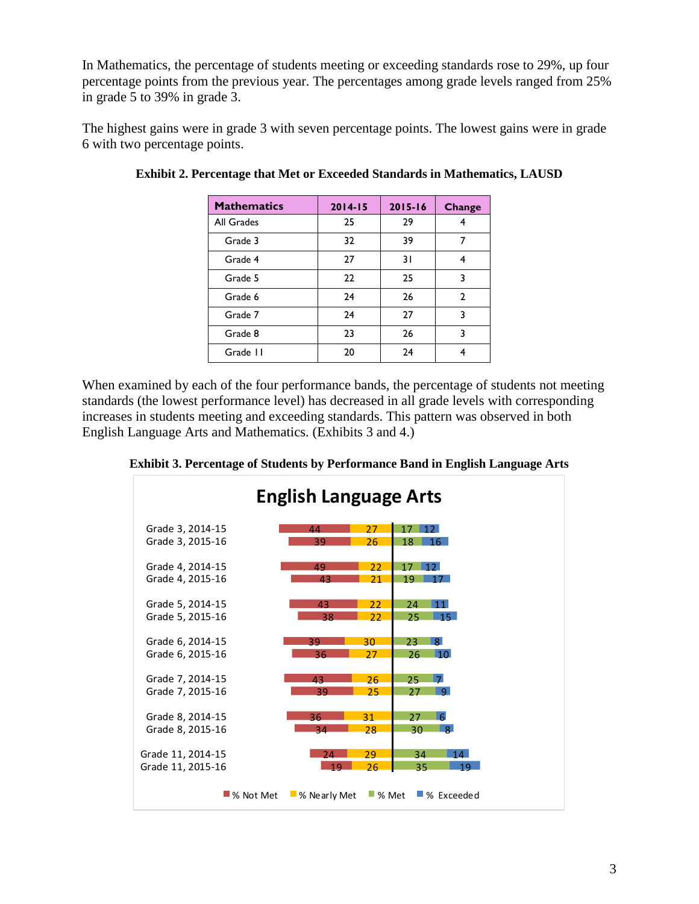In Mathematics, the percentage of students meeting or exceeding standards rose to 29%, up four percentage points from the previous year. The percentages among grade levels ranged from 25% in grade 5 to 39% in grade 3.

The highest gains were in grade 3 with seven percentage points. The lowest gains were in grade 6 with two percentage points.

**Exhibit 2. Percentage that Met or Exceeded Standards in Mathematics, LAUSD**

| Mathematics | 2014-15 | 2015-16 | Change |
|---|---|---|---|
| All Grades | 25 | 29 | 4 |
| Grade 3 | 32 | 39 | 7 |
| Grade 4 | 27 | 31 | 4 |
| Grade 5 | 22 | 25 | 3 |
| Grade 6 | 24 | 26 | 2 |
| Grade 7 | 24 | 27 | 3 |
| Grade 8 | 23 | 26 | 3 |
| Grade 11 | 20 | 24 | 4 |

When examined by each of the four performance bands, the percentage of students not meeting standards (the lowest performance level) has decreased in all grade levels with corresponding increases in students meeting and exceeding standards. This pattern was observed in both English Language Arts and Mathematics. (Exhibits 3 and 4.)

**Exhibit 3. Percentage of Students by Performance Band in English Language Arts**

**English Language Arts**

| | % Not Met | % Nearly Met | % Met | % Exceeded |
|---|---|---|---|---|
| Grade 3, 2014-15 | 44 | 27 | 17 | 12 |
| Grade 3, 2015-16 | 39 | 26 | 18 | 16 |
| Grade 4, 2014-15 | 49 | 22 | 17 | 12 |
| Grade 4, 2015-16 | 43 | 21 | 19 | 17 |
| Grade 5, 2014-15 | 43 | 22 | 24 | 11 |
| Grade 5, 2015-16 | 38 | 22 | 25 | 15 |
| Grade 6, 2014-15 | 39 | 30 | 23 | 8 |
| Grade 6, 2015-16 | 36 | 27 | 26 | 10 |
| Grade 7, 2014-15 | 43 | 26 | 25 | 7 |
| Grade 7, 2015-16 | 39 | 25 | 27 | 9 |
| Grade 8, 2014-15 | 36 | 31 | 27 | 6 |
| Grade 8, 2015-16 | 34 | 28 | 30 | 8 |
| Grade 11, 2014-15 | 24 | 29 | 34 | 14 |
| Grade 11, 2015-16 | 19 | 26 | 35 | 19 |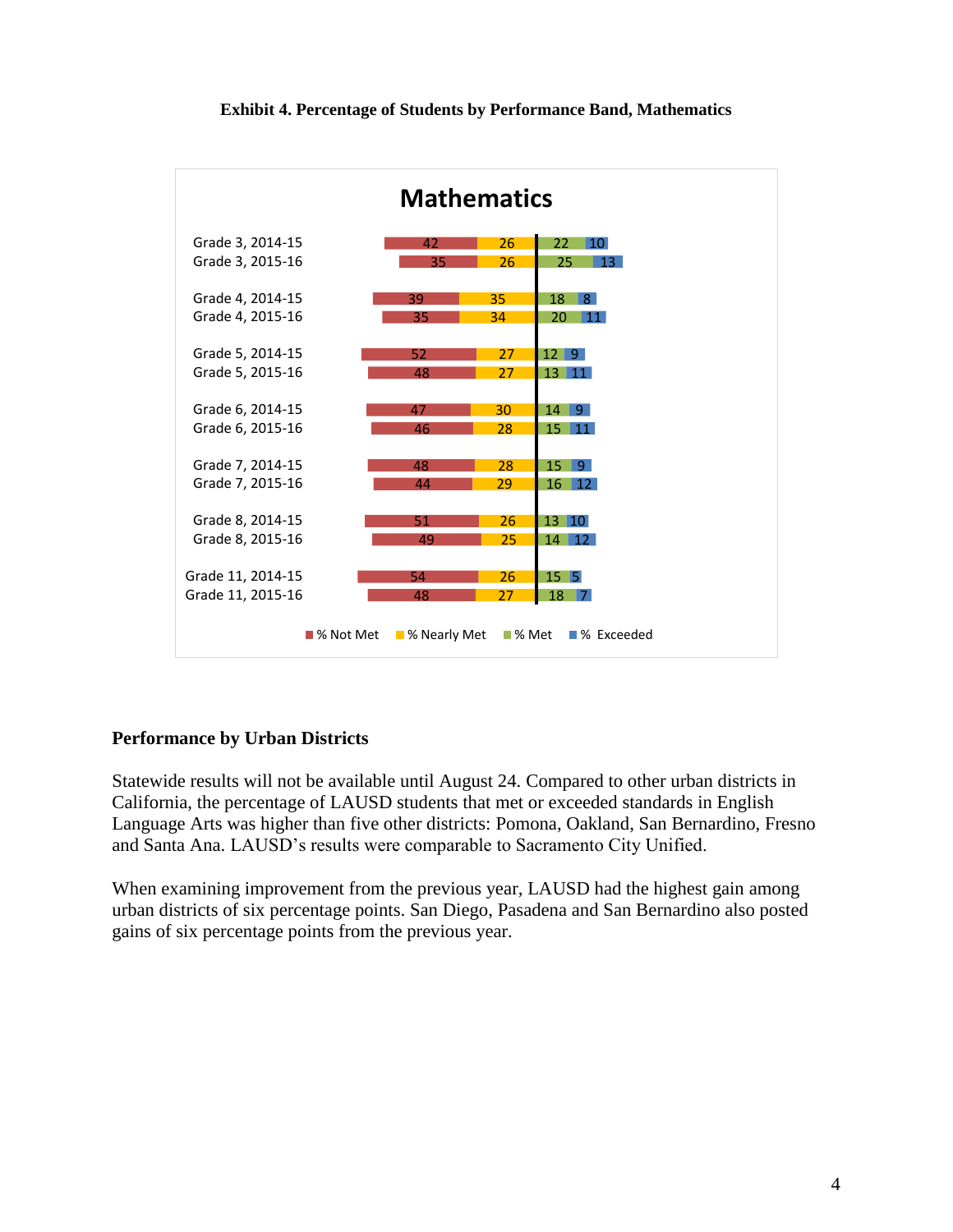**Exhibit 4. Percentage of Students by Performance Band, Mathematics**

**Mathematics**

| | % Not Met | % Nearly Met | % Met | % Exceeded |
|---|---|---|---|---|
| Grade 3, 2014-15 | 42 | 26 | 22 | 10 |
| Grade 3, 2015-16 | 35 | 26 | 25 | 13 |
| Grade 4, 2014-15 | 39 | 35 | 18 | 8 |
| Grade 4, 2015-16 | 35 | 34 | 20 | 11 |
| Grade 5, 2014-15 | 52 | 27 | 12 | 9 |
| Grade 5, 2015-16 | 48 | 27 | 13 | 11 |
| Grade 6, 2014-15 | 47 | 30 | 14 | 9 |
| Grade 6, 2015-16 | 46 | 28 | 15 | 11 |
| Grade 7, 2014-15 | 48 | 28 | 15 | 9 |
| Grade 7, 2015-16 | 44 | 29 | 16 | 12 |
| Grade 8, 2014-15 | 51 | 26 | 13 | 10 |
| Grade 8, 2015-16 | 49 | 25 | 14 | 12 |
| Grade 11, 2014-15 | 54 | 26 | 15 | 5 |
| Grade 11, 2015-16 | 48 | 27 | 18 | 7 |

## Performance by Urban Districts

Statewide results will not be available until August 24. Compared to other urban districts in California, the percentage of LAUSD students that met or exceeded standards in English Language Arts was higher than five other districts: Pomona, Oakland, San Bernardino, Fresno and Santa Ana. LAUSD's results were comparable to Sacramento City Unified.

When examining improvement from the previous year, LAUSD had the highest gain among urban districts of six percentage points. San Diego, Pasadena and San Bernardino also posted gains of six percentage points from the previous year.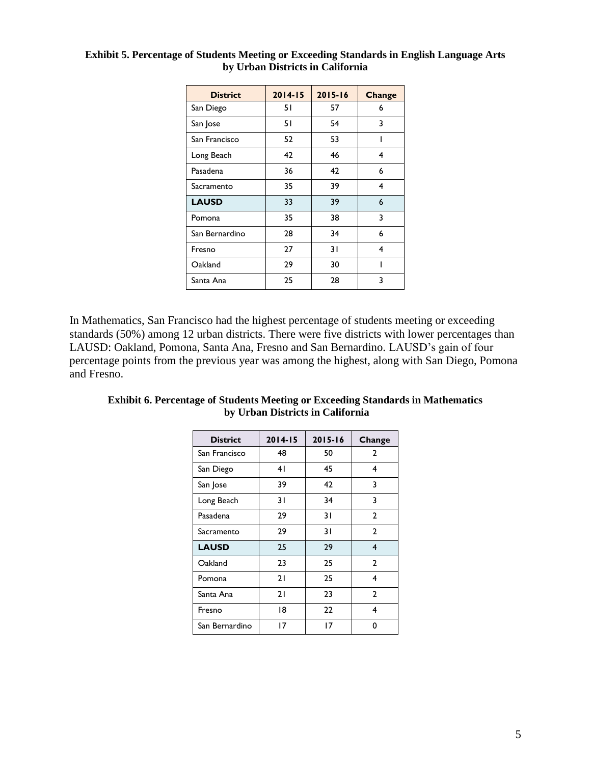**Exhibit 5. Percentage of Students Meeting or Exceeding Standards in English Language Arts by Urban Districts in California**

| District | 2014-15 | 2015-16 | Change |
|---|---|---|---|
| San Diego | 51 | 57 | 6 |
| San Jose | 51 | 54 | 3 |
| San Francisco | 52 | 53 | 1 |
| Long Beach | 42 | 46 | 4 |
| Pasadena | 36 | 42 | 6 |
| Sacramento | 35 | 39 | 4 |
| **LAUSD** | 33 | 39 | 6 |
| Pomona | 35 | 38 | 3 |
| San Bernardino | 28 | 34 | 6 |
| Fresno | 27 | 31 | 4 |
| Oakland | 29 | 30 | 1 |
| Santa Ana | 25 | 28 | 3 |

In Mathematics, San Francisco had the highest percentage of students meeting or exceeding standards (50%) among 12 urban districts. There were five districts with lower percentages than LAUSD: Oakland, Pomona, Santa Ana, Fresno and San Bernardino. LAUSD's gain of four percentage points from the previous year was among the highest, along with San Diego, Pomona and Fresno.

**Exhibit 6. Percentage of Students Meeting or Exceeding Standards in Mathematics by Urban Districts in California**

| District | 2014-15 | 2015-16 | Change |
|---|---|---|---|
| San Francisco | 48 | 50 | 2 |
| San Diego | 41 | 45 | 4 |
| San Jose | 39 | 42 | 3 |
| Long Beach | 31 | 34 | 3 |
| Pasadena | 29 | 31 | 2 |
| Sacramento | 29 | 31 | 2 |
| **LAUSD** | 25 | 29 | 4 |
| Oakland | 23 | 25 | 2 |
| Pomona | 21 | 25 | 4 |
| Santa Ana | 21 | 23 | 2 |
| Fresno | 18 | 22 | 4 |
| San Bernardino | 17 | 17 | 0 |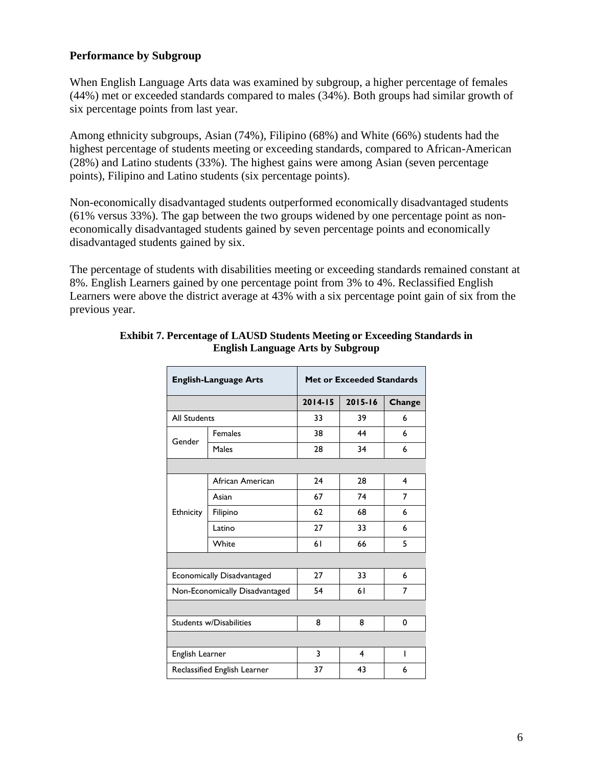### Performance by Subgroup

When English Language Arts data was examined by subgroup, a higher percentage of females (44%) met or exceeded standards compared to males (34%). Both groups had similar growth of six percentage points from last year.

Among ethnicity subgroups, Asian (74%), Filipino (68%) and White (66%) students had the highest percentage of students meeting or exceeding standards, compared to African-American (28%) and Latino students (33%). The highest gains were among Asian (seven percentage points), Filipino and Latino students (six percentage points).

Non-economically disadvantaged students outperformed economically disadvantaged students (61% versus 33%). The gap between the two groups widened by one percentage point as non-economically disadvantaged students gained by seven percentage points and economically disadvantaged students gained by six.

The percentage of students with disabilities meeting or exceeding standards remained constant at 8%. English Learners gained by one percentage point from 3% to 4%. Reclassified English Learners were above the district average at 43% with a six percentage point gain of six from the previous year.

**Exhibit 7. Percentage of LAUSD Students Meeting or Exceeding Standards in English Language Arts by Subgroup**

| English-Language Arts | | Met or Exceeded Standards | | |
|---|---|---|---|---|
| | | 2014-15 | 2015-16 | Change |
| All Students | | 33 | 39 | 6 |
| Gender | Females | 38 | 44 | 6 |
| | Males | 28 | 34 | 6 |
| | | | | |
| Ethnicity | African American | 24 | 28 | 4 |
| | Asian | 67 | 74 | 7 |
| | Filipino | 62 | 68 | 6 |
| | Latino | 27 | 33 | 6 |
| | White | 61 | 66 | 5 |
| | | | | |
| Economically Disadvantaged | | 27 | 33 | 6 |
| Non-Economically Disadvantaged | | 54 | 61 | 7 |
| | | | | |
| Students w/Disabilities | | 8 | 8 | 0 |
| | | | | |
| English Learner | | 3 | 4 | 1 |
| Reclassified English Learner | | 37 | 43 | 6 |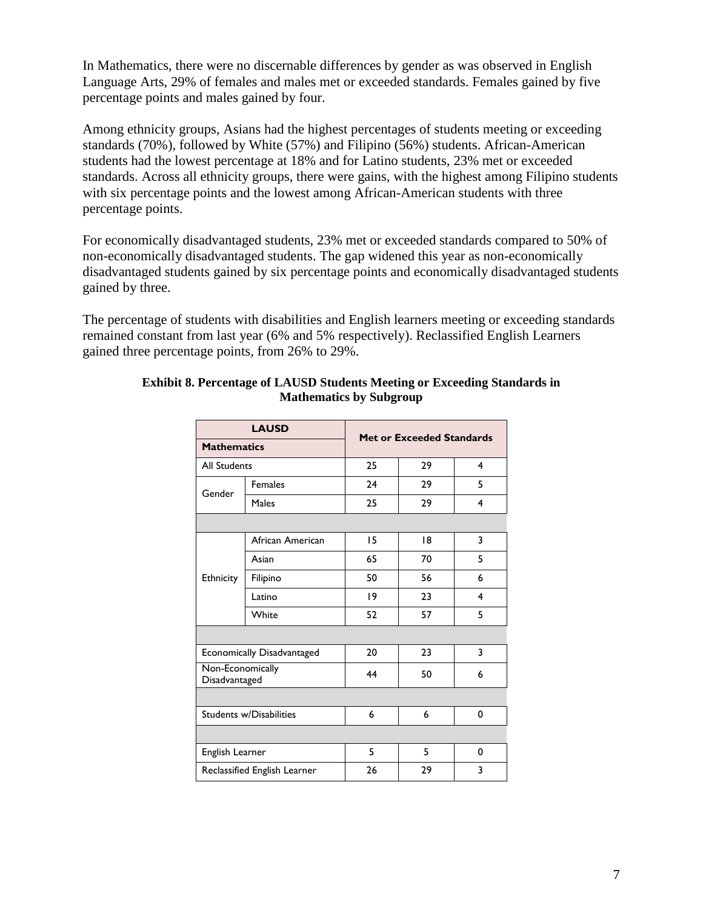In Mathematics, there were no discernable differences by gender as was observed in English Language Arts, 29% of females and males met or exceeded standards. Females gained by five percentage points and males gained by four.

Among ethnicity groups, Asians had the highest percentages of students meeting or exceeding standards (70%), followed by White (57%) and Filipino (56%) students. African-American students had the lowest percentage at 18% and for Latino students, 23% met or exceeded standards. Across all ethnicity groups, there were gains, with the highest among Filipino students with six percentage points and the lowest among African-American students with three percentage points.

For economically disadvantaged students, 23% met or exceeded standards compared to 50% of non-economically disadvantaged students. The gap widened this year as non-economically disadvantaged students gained by six percentage points and economically disadvantaged students gained by three.

The percentage of students with disabilities and English learners meeting or exceeding standards remained constant from last year (6% and 5% respectively). Reclassified English Learners gained three percentage points, from 26% to 29%.

**Exhibit 8. Percentage of LAUSD Students Meeting or Exceeding Standards in Mathematics by Subgroup**

| **LAUSD Mathematics** | | **Met or Exceeded Standards** | | |
|---|---|---|---|---|
| All Students | | 25 | 29 | 4 |
| Gender | Females | 24 | 29 | 5 |
| | Males | 25 | 29 | 4 |
| | | | | |
| Ethnicity | African American | 15 | 18 | 3 |
| | Asian | 65 | 70 | 5 |
| | Filipino | 50 | 56 | 6 |
| | Latino | 19 | 23 | 4 |
| | White | 52 | 57 | 5 |
| | | | | |
| Economically Disadvantaged | | 20 | 23 | 3 |
| Non-Economically Disadvantaged | | 44 | 50 | 6 |
| | | | | |
| Students w/Disabilities | | 6 | 6 | 0 |
| | | | | |
| English Learner | | 5 | 5 | 0 |
| Reclassified English Learner | | 26 | 29 | 3 |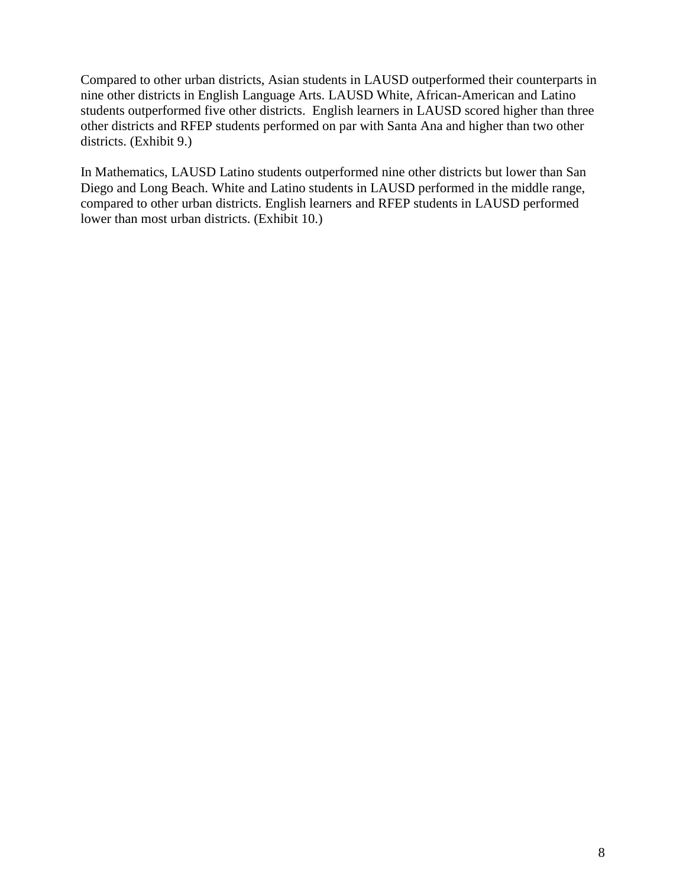Compared to other urban districts, Asian students in LAUSD outperformed their counterparts in nine other districts in English Language Arts. LAUSD White, African-American and Latino students outperformed five other districts.  English learners in LAUSD scored higher than three other districts and RFEP students performed on par with Santa Ana and higher than two other districts. (Exhibit 9.)

In Mathematics, LAUSD Latino students outperformed nine other districts but lower than San Diego and Long Beach. White and Latino students in LAUSD performed in the middle range, compared to other urban districts. English learners and RFEP students in LAUSD performed lower than most urban districts. (Exhibit 10.)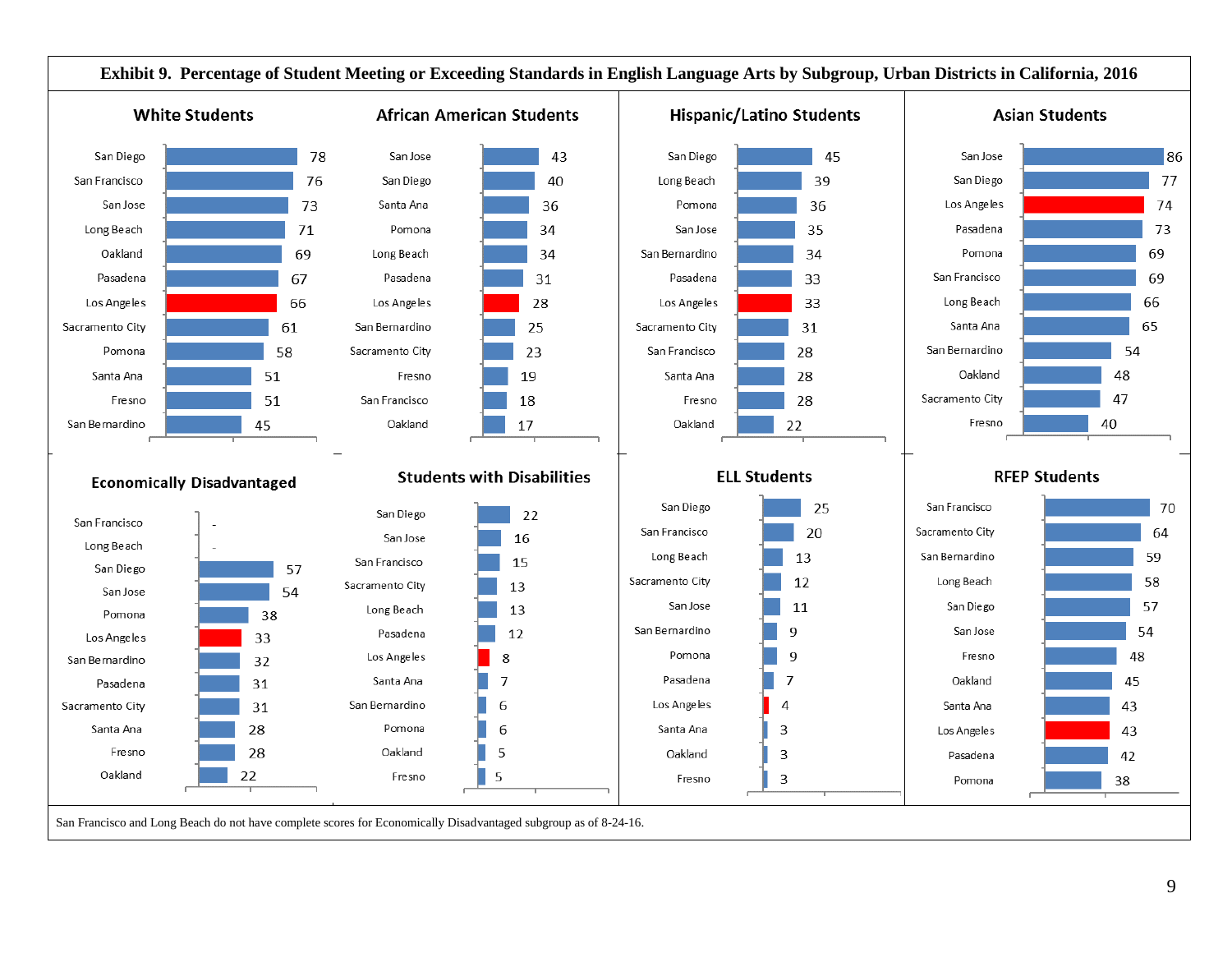**Exhibit 9. Percentage of Student Meeting or Exceeding Standards in English Language Arts by Subgroup, Urban Districts in California, 2016**

### White Students

| District | % |
|---|---|
| San Diego | 78 |
| San Francisco | 76 |
| San Jose | 73 |
| Long Beach | 71 |
| Oakland | 69 |
| Pasadena | 67 |
| Los Angeles | 66 |
| Sacramento City | 61 |
| Pomona | 58 |
| Santa Ana | 51 |
| Fresno | 51 |
| San Bernardino | 45 |

### African American Students

| District | % |
|---|---|
| San Jose | 43 |
| San Diego | 40 |
| Santa Ana | 36 |
| Pomona | 34 |
| Long Beach | 34 |
| Pasadena | 31 |
| Los Angeles | 28 |
| San Bernardino | 25 |
| Sacramento City | 23 |
| Fresno | 19 |
| San Francisco | 18 |
| Oakland | 17 |

### Hispanic/Latino Students

| District | % |
|---|---|
| San Diego | 45 |
| Long Beach | 39 |
| Pomona | 36 |
| San Jose | 35 |
| San Bernardino | 34 |
| Pasadena | 33 |
| Los Angeles | 33 |
| Sacramento City | 31 |
| San Francisco | 28 |
| Santa Ana | 28 |
| Fresno | 28 |
| Oakland | 22 |

### Asian Students

| District | % |
|---|---|
| San Jose | 86 |
| San Diego | 77 |
| Los Angeles | 74 |
| Pasadena | 73 |
| Pomona | 69 |
| San Francisco | 69 |
| Long Beach | 66 |
| Santa Ana | 65 |
| San Bernardino | 54 |
| Oakland | 48 |
| Sacramento City | 47 |
| Fresno | 40 |

### Economically Disadvantaged

| District | % |
|---|---|
| San Francisco | - |
| Long Beach | - |
| San Diego | 57 |
| San Jose | 54 |
| Pomona | 38 |
| Los Angeles | 33 |
| San Bernardino | 32 |
| Pasadena | 31 |
| Sacramento City | 31 |
| Santa Ana | 28 |
| Fresno | 28 |
| Oakland | 22 |

### Students with Disabilities

| District | % |
|---|---|
| San Diego | 22 |
| San Jose | 16 |
| San Francisco | 15 |
| Sacramento City | 13 |
| Long Beach | 13 |
| Pasadena | 12 |
| Los Angeles | 8 |
| Santa Ana | 7 |
| San Bernardino | 6 |
| Pomona | 6 |
| Oakland | 5 |
| Fresno | 5 |

### ELL Students

| District | % |
|---|---|
| San Diego | 25 |
| San Francisco | 20 |
| Long Beach | 13 |
| Sacramento City | 12 |
| San Jose | 11 |
| San Bernardino | 9 |
| Pomona | 9 |
| Pasadena | 7 |
| Los Angeles | 4 |
| Santa Ana | 3 |
| Oakland | 3 |
| Fresno | 3 |

### RFEP Students

| District | % |
|---|---|
| San Francisco | 70 |
| Sacramento City | 64 |
| San Bernardino | 59 |
| Long Beach | 58 |
| San Diego | 57 |
| San Jose | 54 |
| Fresno | 48 |
| Oakland | 45 |
| Santa Ana | 43 |
| Los Angeles | 43 |
| Pasadena | 42 |
| Pomona | 38 |

San Francisco and Long Beach do not have complete scores for Economically Disadvantaged subgroup as of 8-24-16.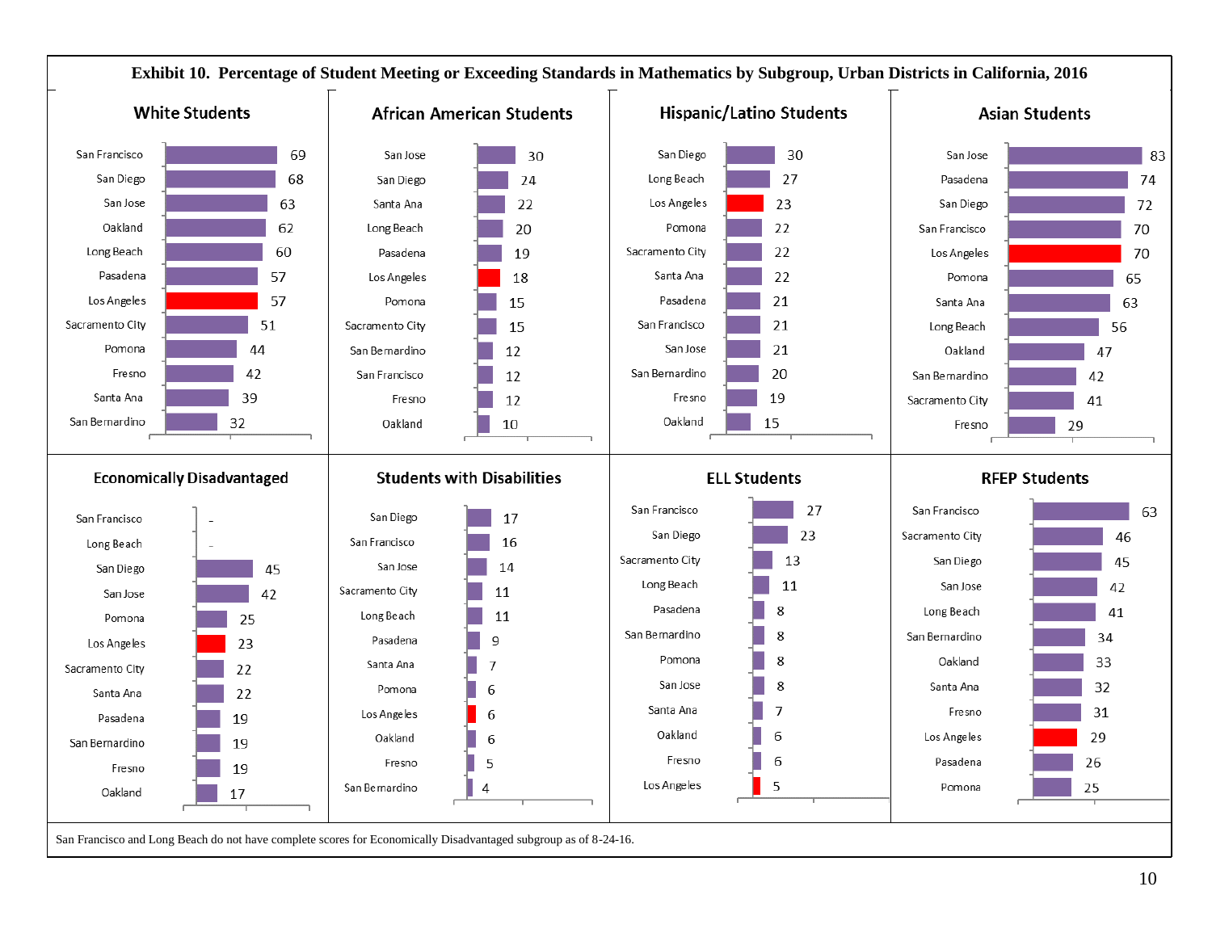**Exhibit 10. Percentage of Student Meeting or Exceeding Standards in Mathematics by Subgroup, Urban Districts in California, 2016**

### White Students

| District | Percent |
|---|---|
| San Francisco | 69 |
| San Diego | 68 |
| San Jose | 63 |
| Oakland | 62 |
| Long Beach | 60 |
| Pasadena | 57 |
| Los Angeles | 57 |
| Sacramento City | 51 |
| Pomona | 44 |
| Fresno | 42 |
| Santa Ana | 39 |
| San Bernardino | 32 |

### African American Students

| District | Percent |
|---|---|
| San Jose | 30 |
| San Diego | 24 |
| Santa Ana | 22 |
| Long Beach | 20 |
| Pasadena | 19 |
| Los Angeles | 18 |
| Pomona | 15 |
| Sacramento City | 15 |
| San Bernardino | 12 |
| San Francisco | 12 |
| Fresno | 12 |
| Oakland | 10 |

### Hispanic/Latino Students

| District | Percent |
|---|---|
| San Diego | 30 |
| Long Beach | 27 |
| Los Angeles | 23 |
| Pomona | 22 |
| Sacramento City | 22 |
| Santa Ana | 22 |
| Pasadena | 21 |
| San Francisco | 21 |
| San Jose | 21 |
| San Bernardino | 20 |
| Fresno | 19 |
| Oakland | 15 |

### Asian Students

| District | Percent |
|---|---|
| San Jose | 83 |
| Pasadena | 74 |
| San Diego | 72 |
| San Francisco | 70 |
| Los Angeles | 70 |
| Pomona | 65 |
| Santa Ana | 63 |
| Long Beach | 56 |
| Oakland | 47 |
| San Bernardino | 42 |
| Sacramento City | 41 |
| Fresno | 29 |

### Economically Disadvantaged

| District | Percent |
|---|---|
| San Francisco | - |
| Long Beach | - |
| San Diego | 45 |
| San Jose | 42 |
| Pomona | 25 |
| Los Angeles | 23 |
| Sacramento City | 22 |
| Santa Ana | 22 |
| Pasadena | 19 |
| San Bernardino | 19 |
| Fresno | 19 |
| Oakland | 17 |

### Students with Disabilities

| District | Percent |
|---|---|
| San Diego | 17 |
| San Francisco | 16 |
| San Jose | 14 |
| Sacramento City | 11 |
| Long Beach | 11 |
| Pasadena | 9 |
| Santa Ana | 7 |
| Pomona | 6 |
| Los Angeles | 6 |
| Oakland | 6 |
| Fresno | 5 |
| San Bernardino | 4 |

### ELL Students

| District | Percent |
|---|---|
| San Francisco | 27 |
| San Diego | 23 |
| Sacramento City | 13 |
| Long Beach | 11 |
| Pasadena | 8 |
| San Bernardino | 8 |
| Pomona | 8 |
| San Jose | 8 |
| Santa Ana | 7 |
| Oakland | 6 |
| Fresno | 6 |
| Los Angeles | 5 |

### RFEP Students

| District | Percent |
|---|---|
| San Francisco | 63 |
| Sacramento City | 46 |
| San Diego | 45 |
| San Jose | 42 |
| Long Beach | 41 |
| San Bernardino | 34 |
| Oakland | 33 |
| Santa Ana | 32 |
| Fresno | 31 |
| Los Angeles | 29 |
| Pasadena | 26 |
| Pomona | 25 |

San Francisco and Long Beach do not have complete scores for Economically Disadvantaged subgroup as of 8-24-16.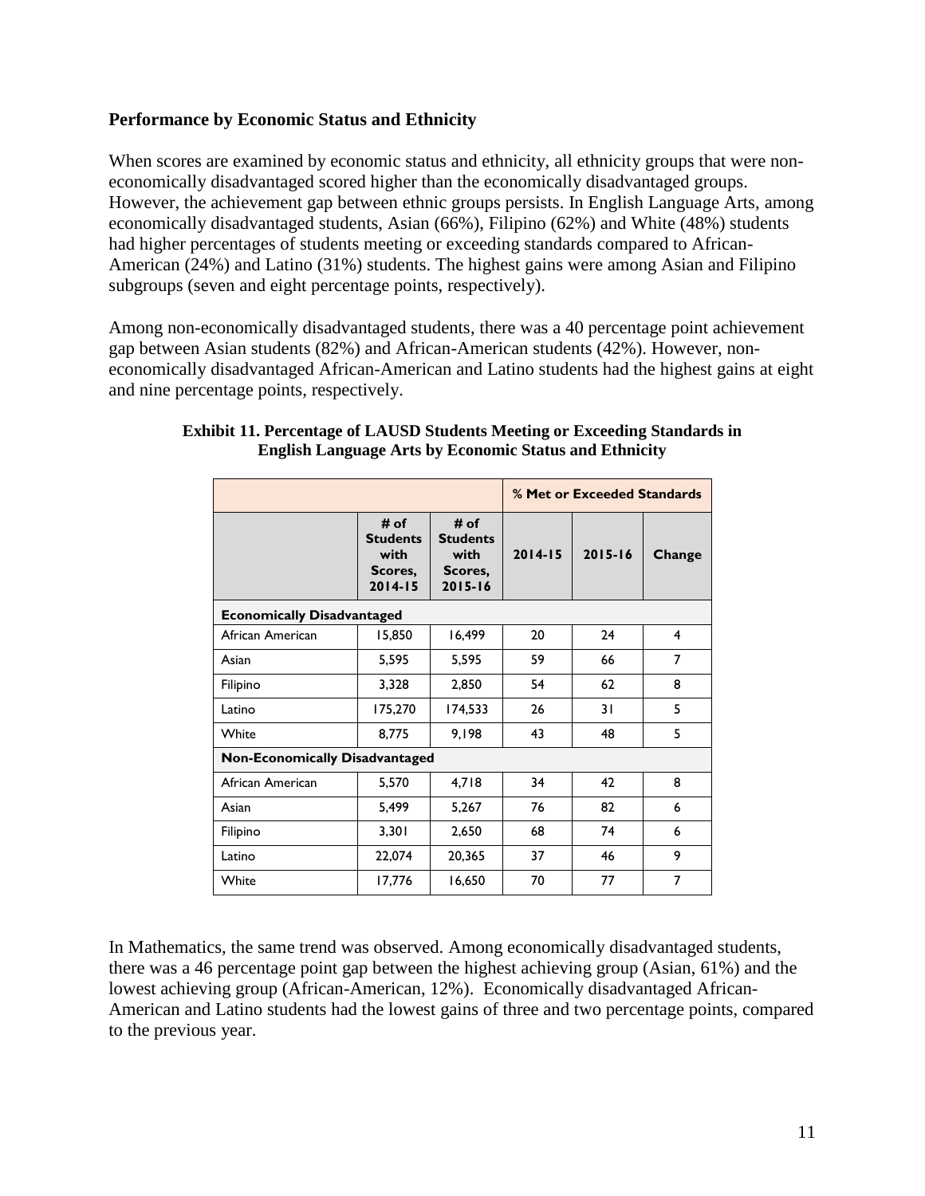**Performance by Economic Status and Ethnicity**

When scores are examined by economic status and ethnicity, all ethnicity groups that were non-economically disadvantaged scored higher than the economically disadvantaged groups. However, the achievement gap between ethnic groups persists. In English Language Arts, among economically disadvantaged students, Asian (66%), Filipino (62%) and White (48%) students had higher percentages of students meeting or exceeding standards compared to African-American (24%) and Latino (31%) students. The highest gains were among Asian and Filipino subgroups (seven and eight percentage points, respectively).

Among non-economically disadvantaged students, there was a 40 percentage point achievement gap between Asian students (82%) and African-American students (42%). However, non-economically disadvantaged African-American and Latino students had the highest gains at eight and nine percentage points, respectively.

**Exhibit 11. Percentage of LAUSD Students Meeting or Exceeding Standards in English Language Arts by Economic Status and Ethnicity**

| | | | % Met or Exceeded Standards | | |
|---|---|---|---|---|---|
| | # of Students with Scores, 2014-15 | # of Students with Scores, 2015-16 | 2014-15 | 2015-16 | Change |
| **Economically Disadvantaged** | | | | | |
| African American | 15,850 | 16,499 | 20 | 24 | 4 |
| Asian | 5,595 | 5,595 | 59 | 66 | 7 |
| Filipino | 3,328 | 2,850 | 54 | 62 | 8 |
| Latino | 175,270 | 174,533 | 26 | 31 | 5 |
| White | 8,775 | 9,198 | 43 | 48 | 5 |
| **Non-Economically Disadvantaged** | | | | | |
| African American | 5,570 | 4,718 | 34 | 42 | 8 |
| Asian | 5,499 | 5,267 | 76 | 82 | 6 |
| Filipino | 3,301 | 2,650 | 68 | 74 | 6 |
| Latino | 22,074 | 20,365 | 37 | 46 | 9 |
| White | 17,776 | 16,650 | 70 | 77 | 7 |

In Mathematics, the same trend was observed. Among economically disadvantaged students, there was a 46 percentage point gap between the highest achieving group (Asian, 61%) and the lowest achieving group (African-American, 12%). Economically disadvantaged African-American and Latino students had the lowest gains of three and two percentage points, compared to the previous year.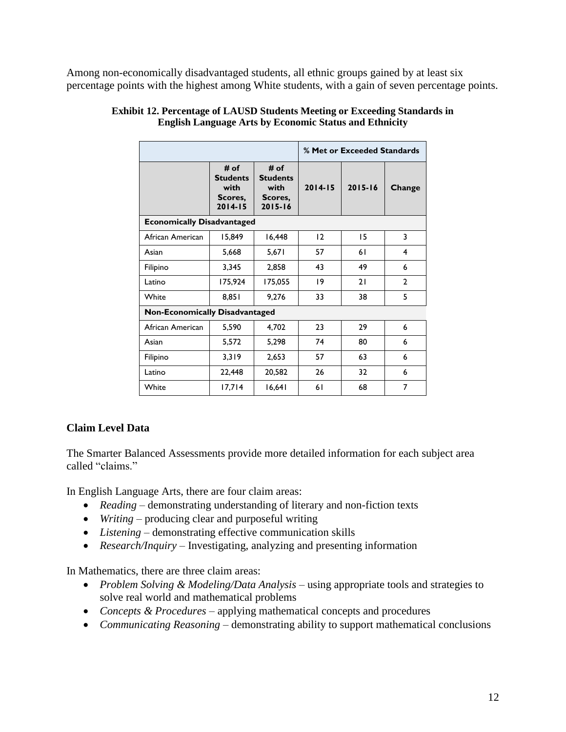Among non-economically disadvantaged students, all ethnic groups gained by at least six percentage points with the highest among White students, with a gain of seven percentage points.

**Exhibit 12. Percentage of LAUSD Students Meeting or Exceeding Standards in English Language Arts by Economic Status and Ethnicity**

| | | | % Met or Exceeded Standards | | |
|---|---|---|---|---|---|
| | # of Students with Scores, 2014-15 | # of Students with Scores, 2015-16 | 2014-15 | 2015-16 | Change |
| **Economically Disadvantaged** | | | | | |
| African American | 15,849 | 16,448 | 12 | 15 | 3 |
| Asian | 5,668 | 5,671 | 57 | 61 | 4 |
| Filipino | 3,345 | 2,858 | 43 | 49 | 6 |
| Latino | 175,924 | 175,055 | 19 | 21 | 2 |
| White | 8,851 | 9,276 | 33 | 38 | 5 |
| **Non-Economically Disadvantaged** | | | | | |
| African American | 5,590 | 4,702 | 23 | 29 | 6 |
| Asian | 5,572 | 5,298 | 74 | 80 | 6 |
| Filipino | 3,319 | 2,653 | 57 | 63 | 6 |
| Latino | 22,448 | 20,582 | 26 | 32 | 6 |
| White | 17,714 | 16,641 | 61 | 68 | 7 |

## Claim Level Data

The Smarter Balanced Assessments provide more detailed information for each subject area called "claims."

In English Language Arts, there are four claim areas:

- *Reading* – demonstrating understanding of literary and non-fiction texts
- *Writing* – producing clear and purposeful writing
- *Listening* – demonstrating effective communication skills
- *Research/Inquiry* – Investigating, analyzing and presenting information

In Mathematics, there are three claim areas:

- *Problem Solving & Modeling/Data Analysis* – using appropriate tools and strategies to solve real world and mathematical problems
- *Concepts & Procedures* – applying mathematical concepts and procedures
- *Communicating Reasoning* – demonstrating ability to support mathematical conclusions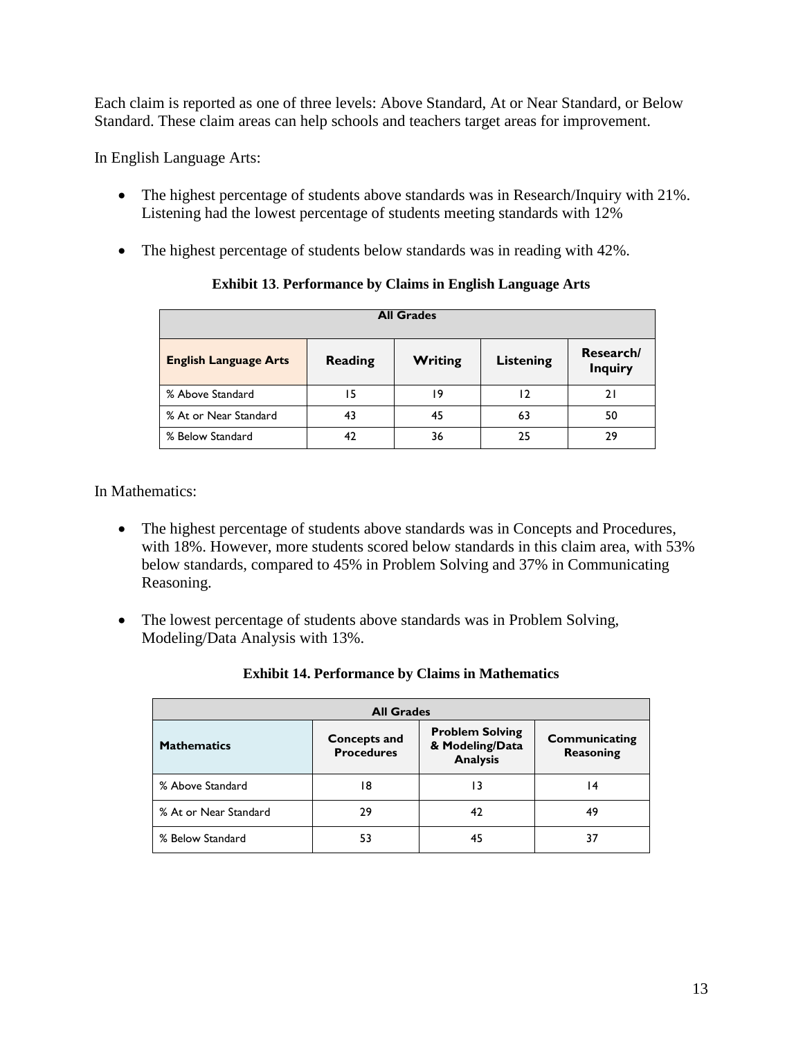Each claim is reported as one of three levels: Above Standard, At or Near Standard, or Below Standard. These claim areas can help schools and teachers target areas for improvement.

In English Language Arts:

- The highest percentage of students above standards was in Research/Inquiry with 21%. Listening had the lowest percentage of students meeting standards with 12%
- The highest percentage of students below standards was in reading with 42%.

**Exhibit 13**. **Performance by Claims in English Language Arts**

| All Grades | | | | |
|---|---|---|---|---|
| **English Language Arts** | **Reading** | **Writing** | **Listening** | **Research/ Inquiry** |
| % Above Standard | 15 | 19 | 12 | 21 |
| % At or Near Standard | 43 | 45 | 63 | 50 |
| % Below Standard | 42 | 36 | 25 | 29 |

In Mathematics:

- The highest percentage of students above standards was in Concepts and Procedures, with 18%. However, more students scored below standards in this claim area, with 53% below standards, compared to 45% in Problem Solving and 37% in Communicating Reasoning.
- The lowest percentage of students above standards was in Problem Solving, Modeling/Data Analysis with 13%.

**Exhibit 14. Performance by Claims in Mathematics**

| All Grades | | | |
|---|---|---|---|
| **Mathematics** | **Concepts and Procedures** | **Problem Solving & Modeling/Data Analysis** | **Communicating Reasoning** |
| % Above Standard | 18 | 13 | 14 |
| % At or Near Standard | 29 | 42 | 49 |
| % Below Standard | 53 | 45 | 37 |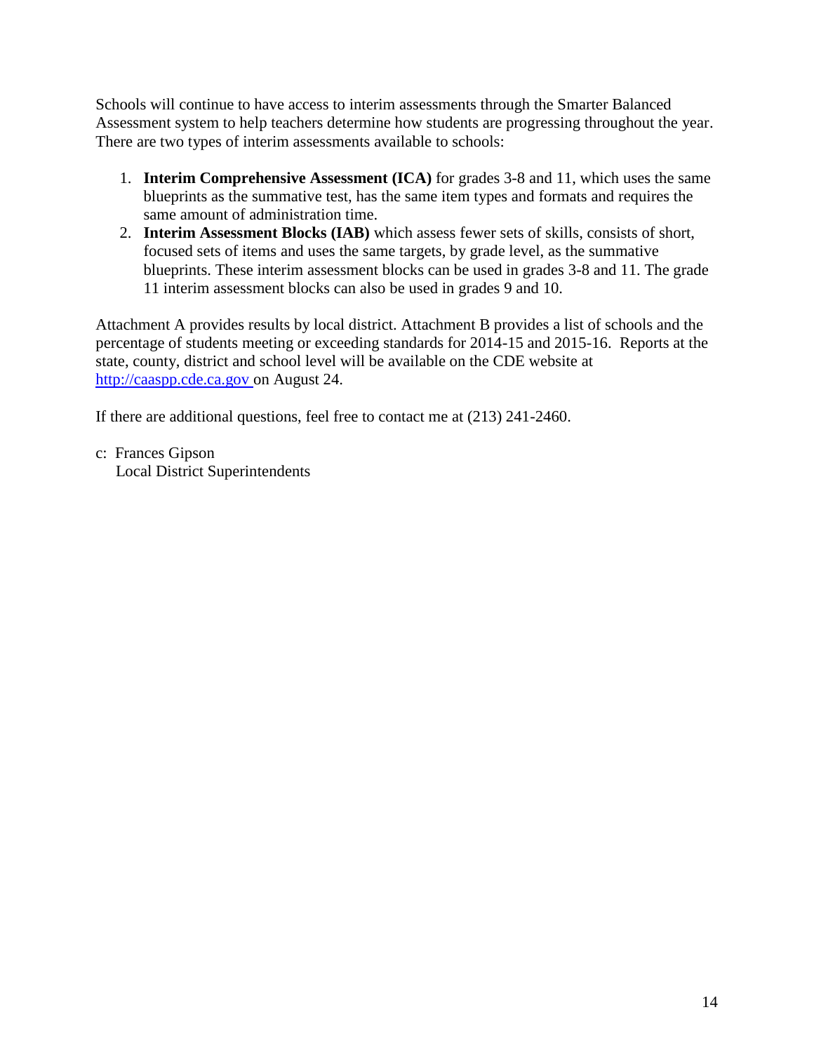Schools will continue to have access to interim assessments through the Smarter Balanced Assessment system to help teachers determine how students are progressing throughout the year. There are two types of interim assessments available to schools:

1. **Interim Comprehensive Assessment (ICA)** for grades 3-8 and 11, which uses the same blueprints as the summative test, has the same item types and formats and requires the same amount of administration time.
2. **Interim Assessment Blocks (IAB)** which assess fewer sets of skills, consists of short, focused sets of items and uses the same targets, by grade level, as the summative blueprints. These interim assessment blocks can be used in grades 3-8 and 11. The grade 11 interim assessment blocks can also be used in grades 9 and 10.

Attachment A provides results by local district. Attachment B provides a list of schools and the percentage of students meeting or exceeding standards for 2014-15 and 2015-16. Reports at the state, county, district and school level will be available on the CDE website at [http://caaspp.cde.ca.gov](http://caaspp.cde.ca.gov) on August 24.

If there are additional questions, feel free to contact me at (213) 241-2460.

c: Frances Gipson
Local District Superintendents